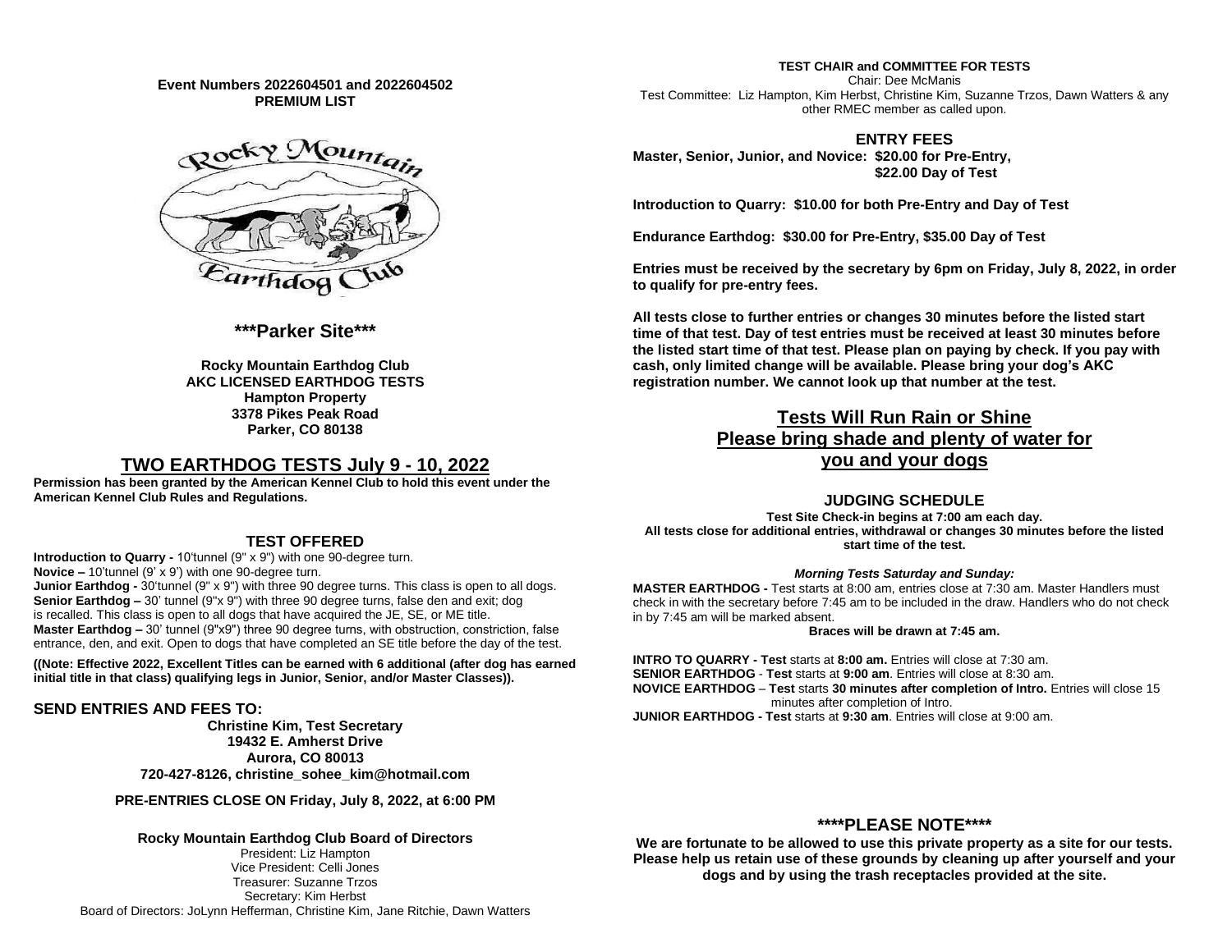**Event Numbers 2022604501 and 2022604502**
**PREMIUM LIST**

## ***Parker Site***

**Rocky Mountain Earthdog Club**
**AKC LICENSED EARTHDOG TESTS**
**Hampton Property**
**3378 Pikes Peak Road**
**Parker, CO 80138**

## TWO EARTHDOG TESTS July 9 - 10, 2022

**Permission has been granted by the American Kennel Club to hold this event under the American Kennel Club Rules and Regulations.**

### TEST OFFERED

**Introduction to Quarry -** 10'tunnel (9" x 9") with one 90-degree turn.
**Novice –** 10'tunnel (9' x 9') with one 90-degree turn.
**Junior Earthdog -** 30'tunnel (9" x 9") with three 90 degree turns. This class is open to all dogs.
**Senior Earthdog –** 30' tunnel (9"x 9") with three 90 degree turns, false den and exit; dog is recalled. This class is open to all dogs that have acquired the JE, SE, or ME title.
**Master Earthdog –** 30' tunnel (9"x9") three 90 degree turns, with obstruction, constriction, false entrance, den, and exit. Open to dogs that have completed an SE title before the day of the test.

**((Note: Effective 2022, Excellent Titles can be earned with 6 additional (after dog has earned initial title in that class) qualifying legs in Junior, Senior, and/or Master Classes)).**

### SEND ENTRIES AND FEES TO:

**Christine Kim, Test Secretary**
**19432 E. Amherst Drive**
**Aurora, CO 80013**
**720-427-8126, christine_sohee_kim@hotmail.com**

**PRE-ENTRIES CLOSE ON Friday, July 8, 2022, at 6:00 PM**

**Rocky Mountain Earthdog Club Board of Directors**
President: Liz Hampton
Vice President: Celli Jones
Treasurer: Suzanne Trzos
Secretary: Kim Herbst
Board of Directors: JoLynn Hefferman, Christine Kim, Jane Ritchie, Dawn Watters

**TEST CHAIR and COMMITTEE FOR TESTS**
Chair: Dee McManis
Test Committee: Liz Hampton, Kim Herbst, Christine Kim, Suzanne Trzos, Dawn Watters & any other RMEC member as called upon.

### ENTRY FEES

**Master, Senior, Junior, and Novice: $20.00 for Pre-Entry, $22.00 Day of Test**

**Introduction to Quarry: $10.00 for both Pre-Entry and Day of Test**

**Endurance Earthdog: $30.00 for Pre-Entry, $35.00 Day of Test**

**Entries must be received by the secretary by 6pm on Friday, July 8, 2022, in order to qualify for pre-entry fees.**

**All tests close to further entries or changes 30 minutes before the listed start time of that test. Day of test entries must be received at least 30 minutes before the listed start time of that test. Please plan on paying by check. If you pay with cash, only limited change will be available. Please bring your dog's AKC registration number. We cannot look up that number at the test.**

## Tests Will Run Rain or Shine
## Please bring shade and plenty of water for you and your dogs

### JUDGING SCHEDULE

**Test Site Check-in begins at 7:00 am each day.**
**All tests close for additional entries, withdrawal or changes 30 minutes before the listed start time of the test.**

***Morning Tests Saturday and Sunday:***

**MASTER EARTHDOG -** Test starts at 8:00 am, entries close at 7:30 am. Master Handlers must check in with the secretary before 7:45 am to be included in the draw. Handlers who do not check in by 7:45 am will be marked absent.

**Braces will be drawn at 7:45 am.**

**INTRO TO QUARRY - Test** starts at **8:00 am.** Entries will close at 7:30 am.
**SENIOR EARTHDOG** - **Test** starts at **9:00 am**. Entries will close at 8:30 am.
**NOVICE EARTHDOG** – **Test** starts **30 minutes after completion of Intro.** Entries will close 15 minutes after completion of Intro.
**JUNIOR EARTHDOG - Test** starts at **9:30 am**. Entries will close at 9:00 am.

### ****PLEASE NOTE****

**We are fortunate to be allowed to use this private property as a site for our tests. Please help us retain use of these grounds by cleaning up after yourself and your dogs and by using the trash receptacles provided at the site.**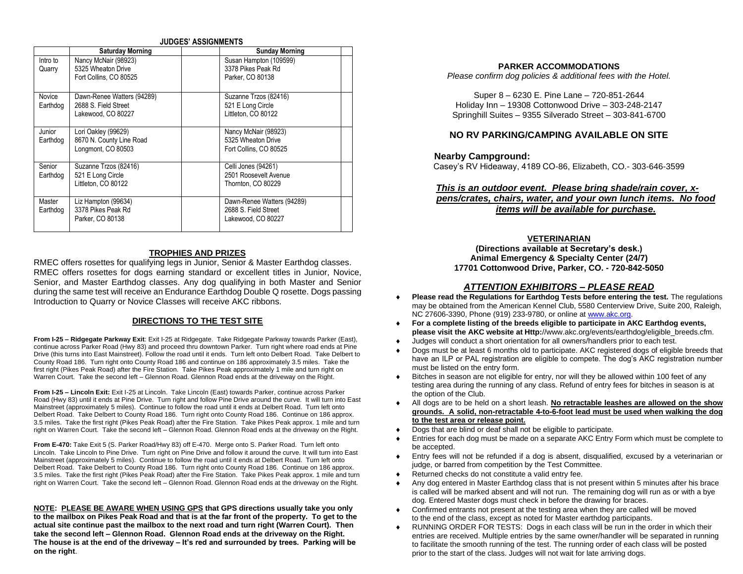**JUDGES' ASSIGNMENTS**

| | Saturday Morning | | Sunday Morning | |
|---|---|---|---|---|
| Intro to Quarry | Nancy McNair (98923)<br>5325 Wheaton Drive<br>Fort Collins, CO 80525 | | Susan Hampton (109599)<br>3378 Pikes Peak Rd<br>Parker, CO 80138 | |
| Novice Earthdog | Dawn-Renee Watters (94289)<br>2688 S. Field Street<br>Lakewood, CO 80227 | | Suzanne Trzos (82416)<br>521 E Long Circle<br>Littleton, CO 80122 | |
| Junior Earthdog | Lori Oakley (99629)<br>8670 N. County Line Road<br>Longmont, CO 80503 | | Nancy McNair (98923)<br>5325 Wheaton Drive<br>Fort Collins, CO 80525 | |
| Senior Earthdog | Suzanne Trzos (82416)<br>521 E Long Circle<br>Littleton, CO 80122 | | Celli Jones (94261)<br>2501 Roosevelt Avenue<br>Thornton, CO 80229 | |
| Master Earthdog | Liz Hampton (99634)<br>3378 Pikes Peak Rd<br>Parker, CO 80138 | | Dawn-Renee Watters (94289)<br>2688 S. Field Street<br>Lakewood, CO 80227 | |

## TROPHIES AND PRIZES

RMEC offers rosettes for qualifying legs in Junior, Senior & Master Earthdog classes. RMEC offers rosettes for dogs earning standard or excellent titles in Junior, Novice, Senior, and Master Earthdog classes. Any dog qualifying in both Master and Senior during the same test will receive an Endurance Earthdog Double Q rosette. Dogs passing Introduction to Quarry or Novice Classes will receive AKC ribbons.

## DIRECTIONS TO THE TEST SITE

**From I-25 – Ridgegate Parkway Exit**: Exit I-25 at Ridgegate. Take Ridgegate Parkway towards Parker (East), continue across Parker Road (Hwy 83) and proceed thru downtown Parker. Turn right where road ends at Pine Drive (this turns into East Mainstreet). Follow the road until it ends. Turn left onto Delbert Road. Take Delbert to County Road 186. Turn right onto County Road 186 and continue on 186 approximately 3.5 miles. Take the first right (Pikes Peak Road) after the Fire Station. Take Pikes Peak approximately 1 mile and turn right on Warren Court. Take the second left – Glennon Road. Glennon Road ends at the driveway on the Right.

**From I-25 – Lincoln Exit:** Exit I-25 at Lincoln. Take Lincoln (East) towards Parker, continue across Parker Road (Hwy 83) until it ends at Pine Drive. Turn right and follow Pine Drive around the curve. It will turn into East Mainstreet (approximately 5 miles). Continue to follow the road until it ends at Delbert Road. Turn left onto Delbert Road. Take Delbert to County Road 186. Turn right onto County Road 186. Continue on 186 approx. 3.5 miles. Take the first right (Pikes Peak Road) after the Fire Station. Take Pikes Peak approx. 1 mile and turn right on Warren Court. Take the second left – Glennon Road. Glennon Road ends at the driveway on the Right.

**From E-470:** Take Exit 5 (S. Parker Road/Hwy 83) off E-470. Merge onto S. Parker Road. Turn left onto Lincoln. Take Lincoln to Pine Drive. Turn right on Pine Drive and follow it around the curve. It will turn into East Mainstreet (approximately 5 miles). Continue to follow the road until it ends at Delbert Road. Turn left onto Delbert Road. Take Delbert to County Road 186. Turn right onto County Road 186. Continue on 186 approx. 3.5 miles. Take the first right (Pikes Peak Road) after the Fire Station. Take Pikes Peak approx. 1 mile and turn right on Warren Court. Take the second left – Glennon Road. Glennon Road ends at the driveway on the Right.

**NOTE: PLEASE BE AWARE WHEN USING GPS that GPS directions usually take you only to the mailbox on Pikes Peak Road and that is at the far front of the property. To get to the actual site continue past the mailbox to the next road and turn right (Warren Court). Then take the second left – Glennon Road. Glennon Road ends at the driveway on the Right. The house is at the end of the driveway – It's red and surrounded by trees. Parking will be on the right**.

## PARKER ACCOMMODATIONS

*Please confirm dog policies & additional fees with the Hotel.*

Super 8 – 6230 E. Pine Lane – 720-851-2644
Holiday Inn – 19308 Cottonwood Drive – 303-248-2147
Springhill Suites – 9355 Silverado Street – 303-841-6700

## NO RV PARKING/CAMPING AVAILABLE ON SITE

**Nearby Campground:**
Casey's RV Hideaway, 4189 CO-86, Elizabeth, CO.- 303-646-3599

***This is an outdoor event. Please bring shade/rain cover, x-pens/crates, chairs, water, and your own lunch items. No food items will be available for purchase.***

## VETERINARIAN

**(Directions available at Secretary's desk.)**
**Animal Emergency & Specialty Center (24/7)**
**17701 Cottonwood Drive, Parker, CO. - 720-842-5050**

## *ATTENTION EXHIBITORS – PLEASE READ*

- **Please read the Regulations for Earthdog Tests before entering the test.** The regulations may be obtained from the American Kennel Club, 5580 Centerview Drive, Suite 200, Raleigh, NC 27606-3390, Phone (919) 233-9780, or online at www.akc.org.
- **For a complete listing of the breeds eligible to participate in AKC Earthdog events, please visit the AKC website at Http:**//www.akc.org/events/earthdog/eligible_breeds.cfm.
- Judges will conduct a short orientation for all owners/handlers prior to each test.
- Dogs must be at least 6 months old to participate. AKC registered dogs of eligible breeds that have an ILP or PAL registration are eligible to compete. The dog's AKC registration number must be listed on the entry form.
- Bitches in season are not eligible for entry, nor will they be allowed within 100 feet of any testing area during the running of any class. Refund of entry fees for bitches in season is at the option of the Club.
- All dogs are to be held on a short leash. **No retractable leashes are allowed on the show grounds. A solid, non-retractable 4-to-6-foot lead must be used when walking the dog to the test area or release point.**
- Dogs that are blind or deaf shall not be eligible to participate.
- Entries for each dog must be made on a separate AKC Entry Form which must be complete to be accepted.
- Entry fees will not be refunded if a dog is absent, disqualified, excused by a veterinarian or judge, or barred from competition by the Test Committee.
- Returned checks do not constitute a valid entry fee.
- Any dog entered in Master Earthdog class that is not present within 5 minutes after his brace is called will be marked absent and will not run. The remaining dog will run as or with a bye dog. Entered Master dogs must check in before the drawing for braces.
- Confirmed entrants not present at the testing area when they are called will be moved to the end of the class, except as noted for Master earthdog participants.
- RUNNING ORDER FOR TESTS: Dogs in each class will be run in the order in which their entries are received. Multiple entries by the same owner/handler will be separated in running to facilitate the smooth running of the test. The running order of each class will be posted prior to the start of the class. Judges will not wait for late arriving dogs.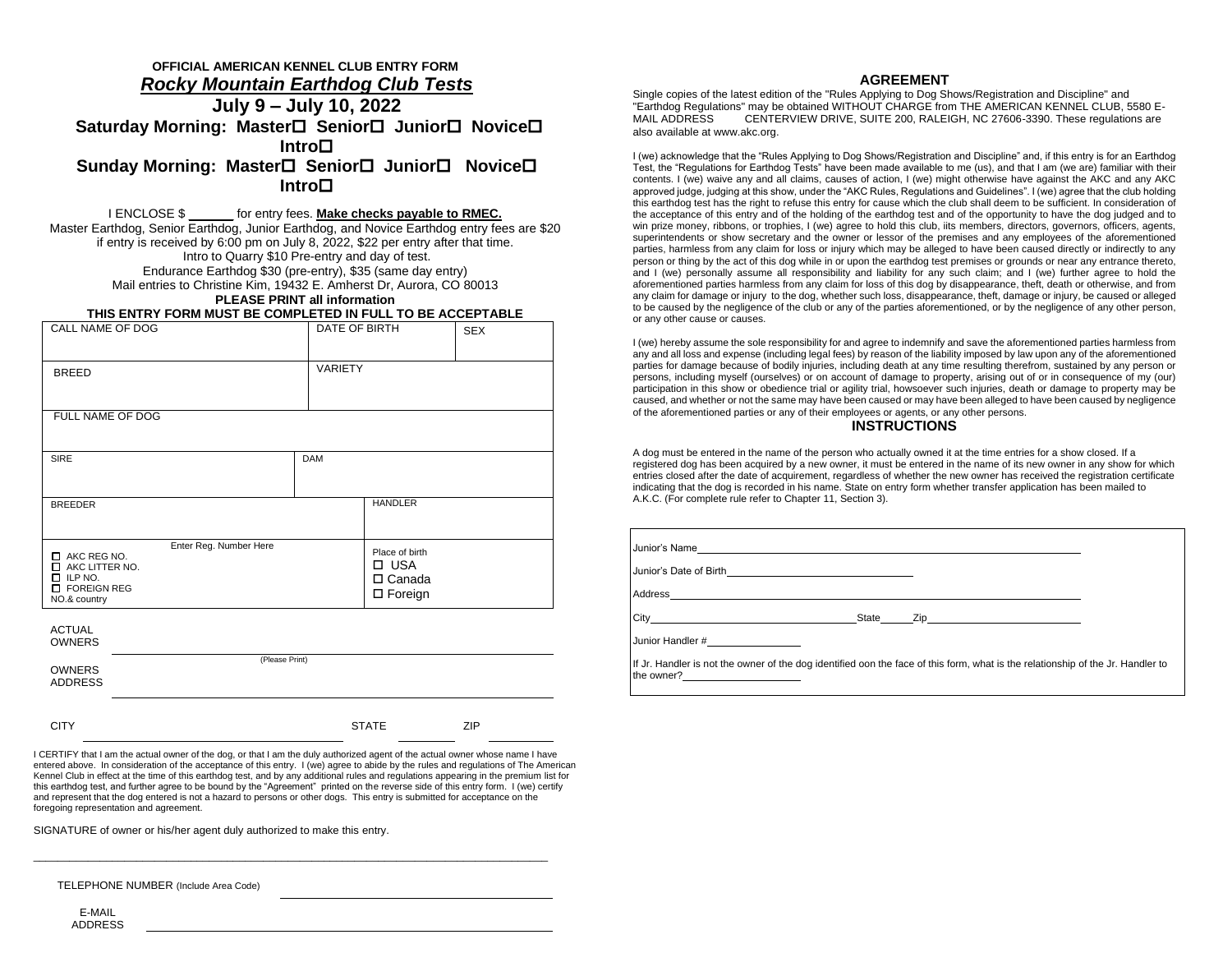**OFFICIAL AMERICAN KENNEL CLUB ENTRY FORM**

## ***Rocky Mountain Earthdog Club Tests***

## July 9 – July 10, 2022

**Saturday Morning: Master☐ Senior☐ Junior☐ Novice☐ Intro☐**

**Sunday Morning: Master☐ Senior☐ Junior☐ Novice☐ Intro☐**

I ENCLOSE $ ______ for entry fees. **Make checks payable to RMEC.**

Master Earthdog, Senior Earthdog, Junior Earthdog, and Novice Earthdog entry fees are $20 if entry is received by 6:00 pm on July 8, 2022, $22 per entry after that time.

Intro to Quarry $10 Pre-entry and day of test.

Endurance Earthdog $30 (pre-entry), $35 (same day entry)

Mail entries to Christine Kim, 19432 E. Amherst Dr, Aurora, CO 80013

**PLEASE PRINT all information**

**THIS ENTRY FORM MUST BE COMPLETED IN FULL TO BE ACCEPTABLE**

| CALL NAME OF DOG | DATE OF BIRTH | SEX |
|---|---|---|
| BREED | VARIETY | |
| FULL NAME OF DOG | | |
| SIRE | DAM | |
| BREEDER | HANDLER | |
| ☐ AKC REG NO. ☐ AKC LITTER NO. ☐ ILP NO. ☐ FOREIGN REG NO.& country — Enter Reg. Number Here | Place of birth ☐ USA ☐ Canada ☐ Foreign | |

ACTUAL OWNERS ______________________________ (Please Print)

OWNERS ADDRESS ______________________________

CITY ______________________ STATE ________ ZIP ________

I CERTIFY that I am the actual owner of the dog, or that I am the duly authorized agent of the actual owner whose name I have entered above. In consideration of the acceptance of this entry. I (we) agree to abide by the rules and regulations of The American Kennel Club in effect at the time of this earthdog test, and by any additional rules and regulations appearing in the premium list for this earthdog test, and further agree to be bound by the "Agreement" printed on the reverse side of this entry form. I (we) certify and represent that the dog entered is not a hazard to persons or other dogs. This entry is submitted for acceptance on the foregoing representation and agreement.

SIGNATURE of owner or his/her agent duly authorized to make this entry.

______________________________________________

TELEPHONE NUMBER (Include Area Code) ______________________

E-MAIL ADDRESS ______________________

### AGREEMENT

Single copies of the latest edition of the "Rules Applying to Dog Shows/Registration and Discipline" and "Earthdog Regulations" may be obtained WITHOUT CHARGE from THE AMERICAN KENNEL CLUB, 5580 E-MAIL ADDRESS CENTERVIEW DRIVE, SUITE 200, RALEIGH, NC 27606-3390. These regulations are also available at www.akc.org.

I (we) acknowledge that the "Rules Applying to Dog Shows/Registration and Discipline" and, if this entry is for an Earthdog Test, the "Regulations for Earthdog Tests" have been made available to me (us), and that I am (we are) familiar with their contents. I (we) waive any and all claims, causes of action, I (we) might otherwise have against the AKC and any AKC approved judge, judging at this show, under the "AKC Rules, Regulations and Guidelines". I (we) agree that the club holding this earthdog test has the right to refuse this entry for cause which the club shall deem to be sufficient. In consideration of the acceptance of this entry and of the holding of the earthdog test and of the opportunity to have the dog judged and to win prize money, ribbons, or trophies, I (we) agree to hold this club, iits members, directors, governors, officers, agents, superintendents or show secretary and the owner or lessor of the premises and any employees of the aforementioned parties, harmless from any claim for loss or injury which may be alleged to have been caused directly or indirectly to any person or thing by the act of this dog while in or upon the earthdog test premises or grounds or near any entrance thereto, and I (we) personally assume all responsibility and liability for any such claim; and I (we) further agree to hold the aforementioned parties harmless from any claim for loss of this dog by disappearance, theft, death or otherwise, and from any claim for damage or injury to the dog, whether such loss, disappearance, theft, damage or injury, be caused or alleged to be caused by the negligence of the club or any of the parties aforementioned, or by the negligence of any other person, or any other cause or causes.

I (we) hereby assume the sole responsibility for and agree to indemnify and save the aforementioned parties harmless from any and all loss and expense (including legal fees) by reason of the liability imposed by law upon any of the aforementioned parties for damage because of bodily injuries, including death at any time resulting therefrom, sustained by any person or persons, including myself (ourselves) or on account of damage to property, arising out of or in consequence of my (our) participation in this show or obedience trial or agility trial, howsoever such injuries, death or damage to property may be caused, and whether or not the same may have been caused or may have been alleged to have been caused by negligence of the aforementioned parties or any of their employees or agents, or any other persons.

### INSTRUCTIONS

A dog must be entered in the name of the person who actually owned it at the time entries for a show closed. If a registered dog has been acquired by a new owner, it must be entered in the name of its new owner in any show for which entries closed after the date of acquirement, regardless of whether the new owner has received the registration certificate indicating that the dog is recorded in his name. State on entry form whether transfer application has been mailed to A.K.C. (For complete rule refer to Chapter 11, Section 3).

Junior's Name ______________________________

Junior's Date of Birth ______________________

Address ______________________________

City ______________________ State ______ Zip ______________

Junior Handler # ____________

If Jr. Handler is not the owner of the dog identified oon the face of this form, what is the relationship of the Jr. Handler to the owner? ____________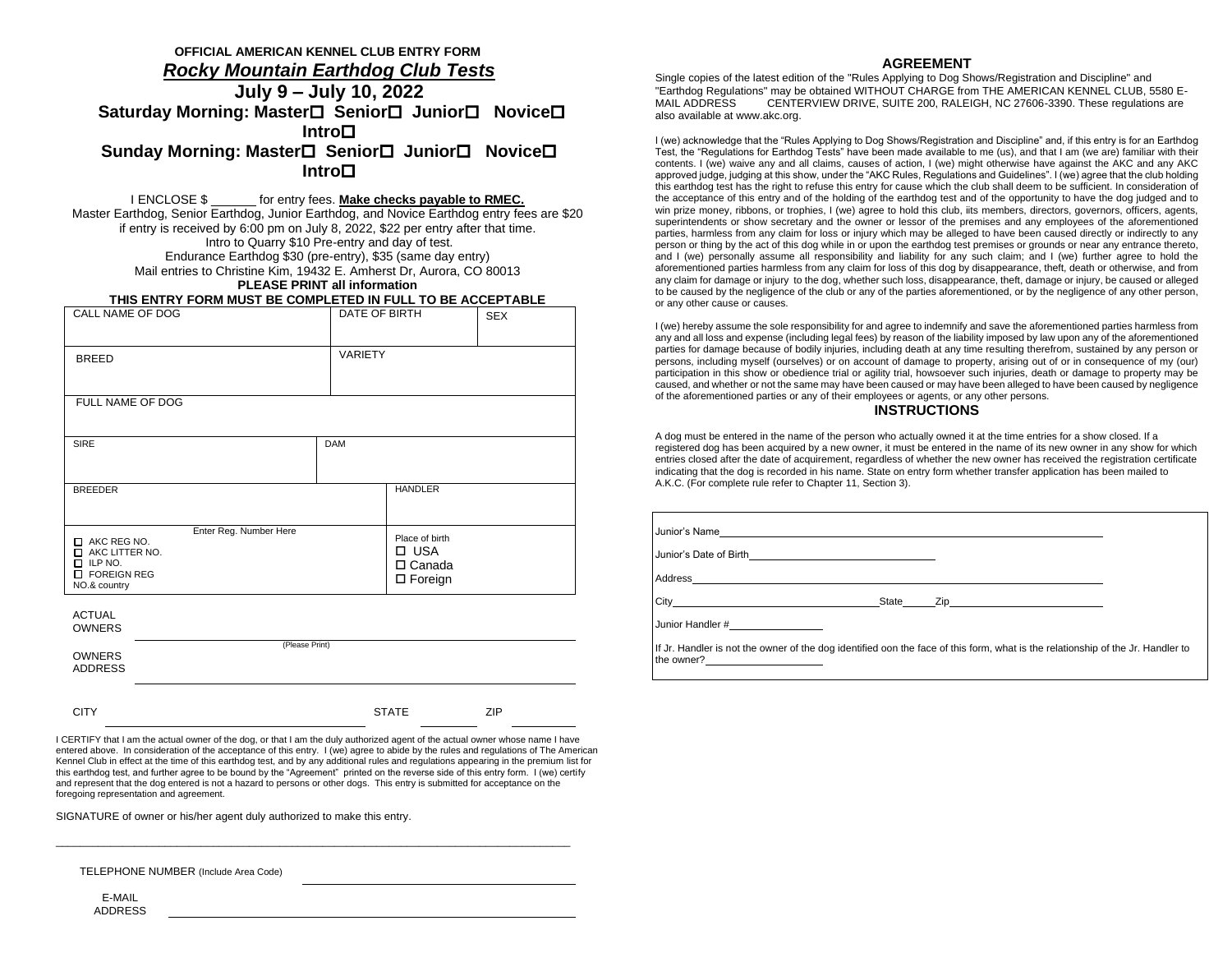**OFFICIAL AMERICAN KENNEL CLUB ENTRY FORM**

# *Rocky Mountain Earthdog Club Tests*

## July 9 – July 10, 2022

**Saturday Morning: Master☐ Senior☐ Junior☐ Novice☐ Intro☐**

**Sunday Morning: Master☐ Senior☐ Junior☐ Novice☐ Intro☐**

I ENCLOSE $ ______ for entry fees. **Make checks payable to RMEC.**
Master Earthdog, Senior Earthdog, Junior Earthdog, and Novice Earthdog entry fees are $20 if entry is received by 6:00 pm on July 8, 2022, $22 per entry after that time.
Intro to Quarry $10 Pre-entry and day of test.
Endurance Earthdog $30 (pre-entry), $35 (same day entry)
Mail entries to Christine Kim, 19432 E. Amherst Dr, Aurora, CO 80013

**PLEASE PRINT all information**

**THIS ENTRY FORM MUST BE COMPLETED IN FULL TO BE ACCEPTABLE**

| | | |
|---|---|---|
| CALL NAME OF DOG | DATE OF BIRTH | SEX |
| BREED | VARIETY | |
| FULL NAME OF DOG | | |
| SIRE | DAM | |
| BREEDER | | HANDLER |
| Enter Reg. Number Here<br>☐ AKC REG NO.<br>☐ AKC LITTER NO.<br>☐ ILP NO.<br>☐ FOREIGN REG NO.& country | | Place of birth<br>☐ USA<br>☐ Canada<br>☐ Foreign |

ACTUAL OWNERS ______________________________ (Please Print)

OWNERS ADDRESS ______________________________

CITY ____________________ STATE ________ ZIP ________

I CERTIFY that I am the actual owner of the dog, or that I am the duly authorized agent of the actual owner whose name I have entered above. In consideration of the acceptance of this entry. I (we) agree to abide by the rules and regulations of The American Kennel Club in effect at the time of this earthdog test, and by any additional rules and regulations appearing in the premium list for this earthdog test, and further agree to be bound by the "Agreement" printed on the reverse side of this entry form. I (we) certify and represent that the dog entered is not a hazard to persons or other dogs. This entry is submitted for acceptance on the foregoing representation and agreement.

SIGNATURE of owner or his/her agent duly authorized to make this entry.

______________________________________________

TELEPHONE NUMBER (Include Area Code) ______________________________

E-MAIL ADDRESS ______________________________

## AGREEMENT

Single copies of the latest edition of the "Rules Applying to Dog Shows/Registration and Discipline" and "Earthdog Regulations" may be obtained WITHOUT CHARGE from THE AMERICAN KENNEL CLUB, 5580 E-MAIL ADDRESS CENTERVIEW DRIVE, SUITE 200, RALEIGH, NC 27606-3390. These regulations are also available at www.akc.org.

I (we) acknowledge that the "Rules Applying to Dog Shows/Registration and Discipline" and, if this entry is for an Earthdog Test, the "Regulations for Earthdog Tests" have been made available to me (us), and that I am (we are) familiar with their contents. I (we) waive any and all claims, causes of action, I (we) might otherwise have against the AKC and any AKC approved judge, judging at this show, under the "AKC Rules, Regulations and Guidelines". I (we) agree that the club holding this earthdog test has the right to refuse this entry for cause which the club shall deem to be sufficient. In consideration of the acceptance of this entry and of the holding of the earthdog test and of the opportunity to have the dog judged and to win prize money, ribbons, or trophies, I (we) agree to hold this club, iits members, directors, governors, officers, agents, superintendents or show secretary and the owner or lessor of the premises and any employees of the aforementioned parties, harmless from any claim for loss or injury which may be alleged to have been caused directly or indirectly to any person or thing by the act of this dog while in or upon the earthdog test premises or grounds or near any entrance thereto, and I (we) personally assume all responsibility and liability for any such claim; and I (we) further agree to hold the aforementioned parties harmless from any claim for loss of this dog by disappearance, theft, death or otherwise, and from any claim for damage or injury to the dog, whether such loss, disappearance, theft, damage or injury, be caused or alleged to be caused by the negligence of the club or any of the parties aforementioned, or by the negligence of any other person, or any other cause or causes.

I (we) hereby assume the sole responsibility for and agree to indemnify and save the aforementioned parties harmless from any and all loss and expense (including legal fees) by reason of the liability imposed by law upon any of the aforementioned parties for damage because of bodily injuries, including death at any time resulting therefrom, sustained by any person or persons, including myself (ourselves) or on account of damage to property, arising out of or in consequence of my (our) participation in this show or obedience trial or agility trial, howsoever such injuries, death or damage to property may be caused, and whether or not the same may have been caused or may have been alleged to have been caused by negligence of the aforementioned parties or any of their employees or agents, or any other persons.

## INSTRUCTIONS

A dog must be entered in the name of the person who actually owned it at the time entries for a show closed. If a registered dog has been acquired by a new owner, it must be entered in the name of its new owner in any show for which entries closed after the date of acquirement, regardless of whether the new owner has received the registration certificate indicating that the dog is recorded in his name. State on entry form whether transfer application has been mailed to A.K.C. (For complete rule refer to Chapter 11, Section 3).

Junior's Name ______________________________

Junior's Date of Birth ______________________________

Address ______________________________

City ____________________ State ______ Zip ____________

Junior Handler # ____________

If Jr. Handler is not the owner of the dog identified oon the face of this form, what is the relationship of the Jr. Handler to the owner? ____________